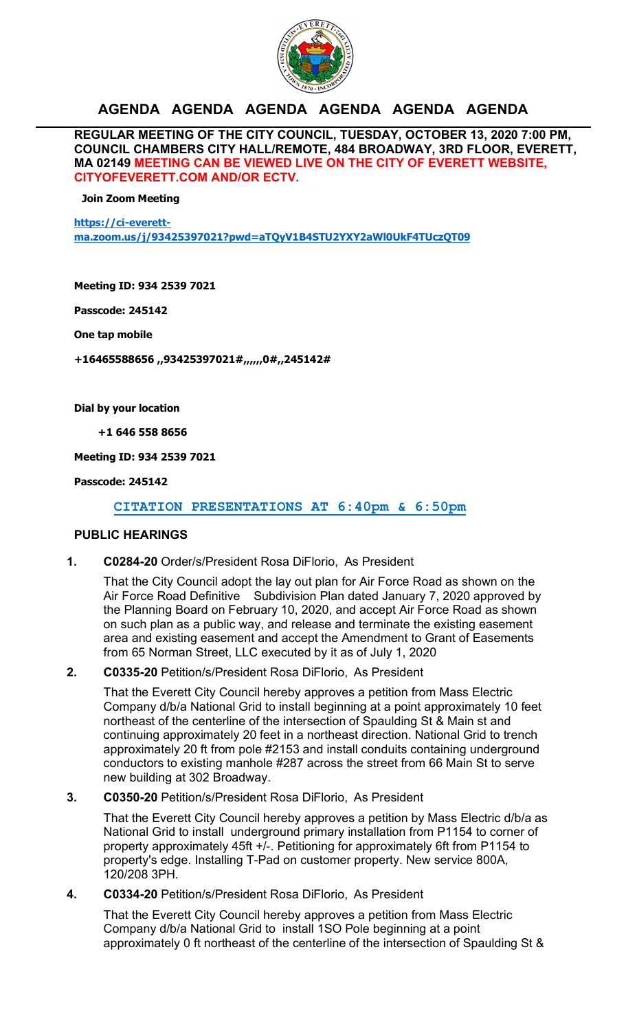# AGENDA AGENDA AGENDA AGENDA AGENDA AGENDA

**REGULAR MEETING OF THE CITY COUNCIL, TUESDAY, OCTOBER 13, 2020 7:00 PM, COUNCIL CHAMBERS CITY HALL/REMOTE, 484 BROADWAY, 3RD FLOOR, EVERETT, MA 02149 MEETING CAN BE VIEWED LIVE ON THE CITY OF EVERETT WEBSITE, CITYOFEVERETT.COM AND/OR ECTV.**

**Join Zoom Meeting**

**https://ci-everett-ma.zoom.us/j/93425397021?pwd=aTQyV1B4STU2YXY2aWl0UkF4TUczQT09**

**Meeting ID: 934 2539 7021**

**Passcode: 245142**

**One tap mobile**

**+16465588656 ,,93425397021#,,,,,,0#,,245142#**

**Dial by your location**

**+1 646 558 8656**

**Meeting ID: 934 2539 7021**

**Passcode: 245142**

**CITATION PRESENTATIONS AT 6:40pm & 6:50pm**

## PUBLIC HEARINGS

**1. C0284-20** Order/s/President Rosa DiFlorio, As President

That the City Council adopt the lay out plan for Air Force Road as shown on the Air Force Road Definitive Subdivision Plan dated January 7, 2020 approved by the Planning Board on February 10, 2020, and accept Air Force Road as shown on such plan as a public way, and release and terminate the existing easement area and existing easement and accept the Amendment to Grant of Easements from 65 Norman Street, LLC executed by it as of July 1, 2020

**2. C0335-20** Petition/s/President Rosa DiFlorio, As President

That the Everett City Council hereby approves a petition from Mass Electric Company d/b/a National Grid to install beginning at a point approximately 10 feet northeast of the centerline of the intersection of Spaulding St & Main st and continuing approximately 20 feet in a northeast direction. National Grid to trench approximately 20 ft from pole #2153 and install conduits containing underground conductors to existing manhole #287 across the street from 66 Main St to serve new building at 302 Broadway.

**3. C0350-20** Petition/s/President Rosa DiFlorio, As President

That the Everett City Council hereby approves a petition by Mass Electric d/b/a as National Grid to install underground primary installation from P1154 to corner of property approximately 45ft +/-. Petitioning for approximately 6ft from P1154 to property's edge. Installing T-Pad on customer property. New service 800A, 120/208 3PH.

**4. C0334-20** Petition/s/President Rosa DiFlorio, As President

That the Everett City Council hereby approves a petition from Mass Electric Company d/b/a National Grid to install 1SO Pole beginning at a point approximately 0 ft northeast of the centerline of the intersection of Spaulding St &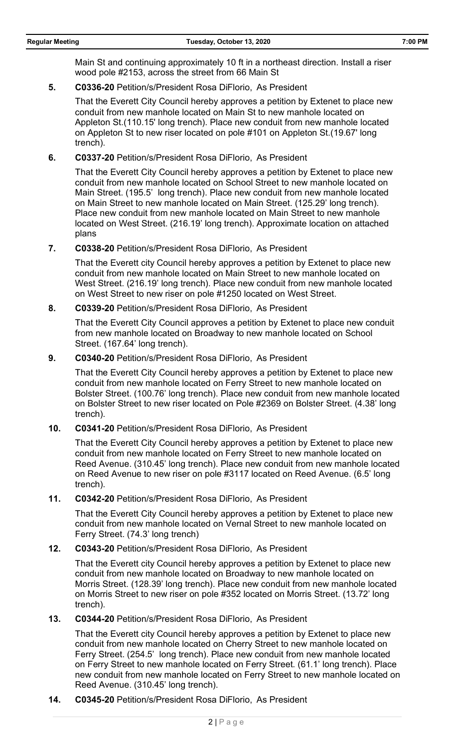Main St and continuing approximately 10 ft in a northeast direction. Install a riser wood pole #2153, across the street from 66 Main St

**5. C0336-20** Petition/s/President Rosa DiFlorio, As President

That the Everett City Council hereby approves a petition by Extenet to place new conduit from new manhole located on Main St to new manhole located on Appleton St.(110.15' long trench). Place new conduit from new manhole located on Appleton St to new riser located on pole #101 on Appleton St.(19.67' long trench).

**6. C0337-20** Petition/s/President Rosa DiFlorio, As President

That the Everett City Council hereby approves a petition by Extenet to place new conduit from new manhole located on School Street to new manhole located on Main Street. (195.5' long trench). Place new conduit from new manhole located on Main Street to new manhole located on Main Street. (125.29' long trench). Place new conduit from new manhole located on Main Street to new manhole located on West Street. (216.19' long trench). Approximate location on attached plans

**7. C0338-20** Petition/s/President Rosa DiFlorio, As President

That the Everett city Council hereby approves a petition by Extenet to place new conduit from new manhole located on Main Street to new manhole located on West Street. (216.19' long trench). Place new conduit from new manhole located on West Street to new riser on pole #1250 located on West Street.

**8. C0339-20** Petition/s/President Rosa DiFlorio, As President

That the Everett City Council approves a petition by Extenet to place new conduit from new manhole located on Broadway to new manhole located on School Street. (167.64' long trench).

**9. C0340-20** Petition/s/President Rosa DiFlorio, As President

That the Everett City Council hereby approves a petition by Extenet to place new conduit from new manhole located on Ferry Street to new manhole located on Bolster Street. (100.76' long trench). Place new conduit from new manhole located on Bolster Street to new riser located on Pole #2369 on Bolster Street. (4.38' long trench).

**10. C0341-20** Petition/s/President Rosa DiFlorio, As President

That the Everett City Council hereby approves a petition by Extenet to place new conduit from new manhole located on Ferry Street to new manhole located on Reed Avenue. (310.45' long trench). Place new conduit from new manhole located on Reed Avenue to new riser on pole #3117 located on Reed Avenue. (6.5' long trench).

**11. C0342-20** Petition/s/President Rosa DiFlorio, As President

That the Everett City Council hereby approves a petition by Extenet to place new conduit from new manhole located on Vernal Street to new manhole located on Ferry Street. (74.3' long trench)

**12. C0343-20** Petition/s/President Rosa DiFlorio, As President

That the Everett city Council hereby approves a petition by Extenet to place new conduit from new manhole located on Broadway to new manhole located on Morris Street. (128.39' long trench). Place new conduit from new manhole located on Morris Street to new riser on pole #352 located on Morris Street. (13.72' long trench).

**13. C0344-20** Petition/s/President Rosa DiFlorio, As President

That the Everett city Council hereby approves a petition by Extenet to place new conduit from new manhole located on Cherry Street to new manhole located on Ferry Street. (254.5' long trench). Place new conduit from new manhole located on Ferry Street to new manhole located on Ferry Street. (61.1' long trench). Place new conduit from new manhole located on Ferry Street to new manhole located on Reed Avenue. (310.45' long trench).

**14. C0345-20** Petition/s/President Rosa DiFlorio, As President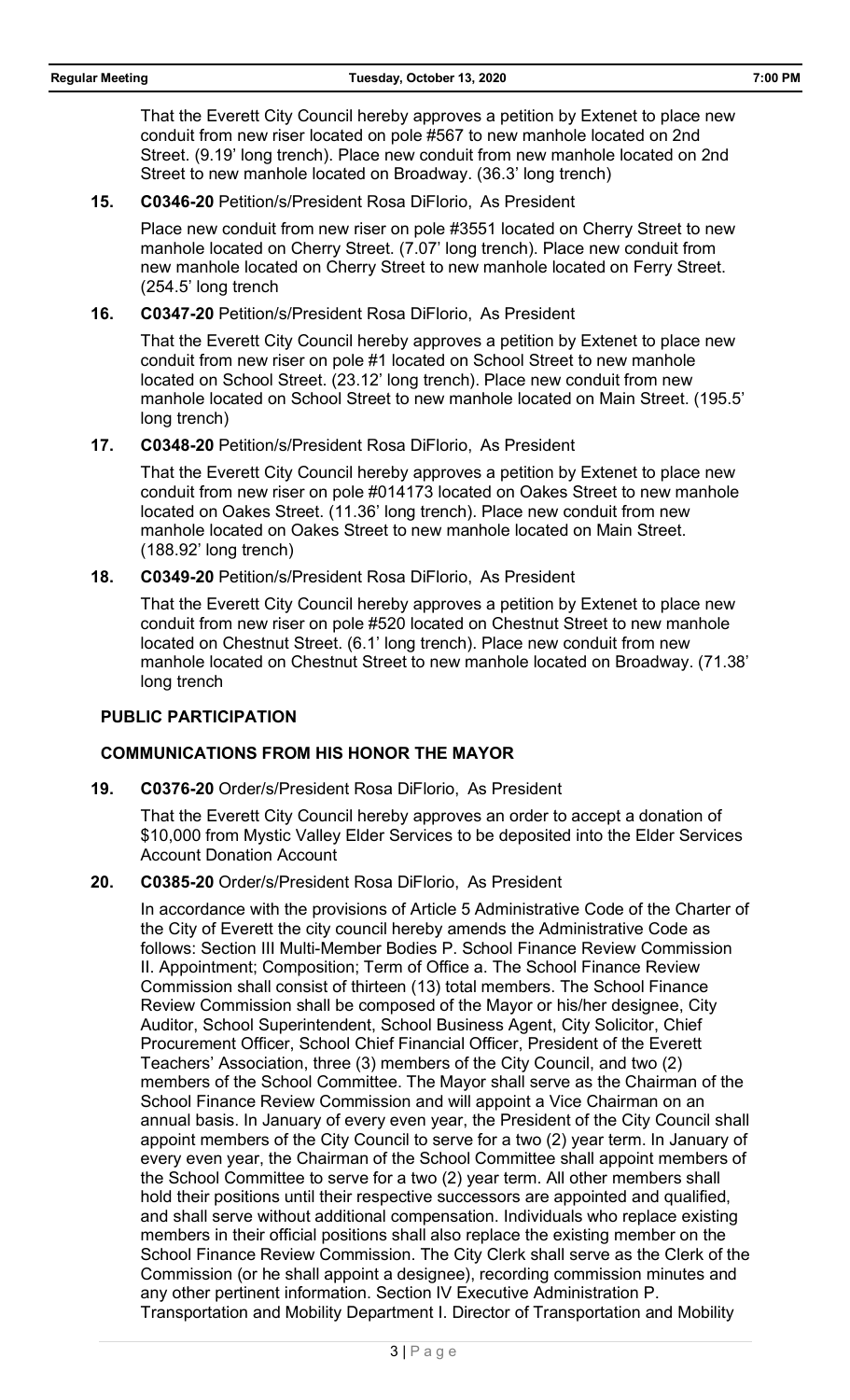That the Everett City Council hereby approves a petition by Extenet to place new conduit from new riser located on pole #567 to new manhole located on 2nd Street. (9.19' long trench). Place new conduit from new manhole located on 2nd Street to new manhole located on Broadway. (36.3' long trench)

**15. C0346-20** Petition/s/President Rosa DiFlorio, As President

Place new conduit from new riser on pole #3551 located on Cherry Street to new manhole located on Cherry Street. (7.07' long trench). Place new conduit from new manhole located on Cherry Street to new manhole located on Ferry Street. (254.5' long trench

**16. C0347-20** Petition/s/President Rosa DiFlorio, As President

That the Everett City Council hereby approves a petition by Extenet to place new conduit from new riser on pole #1 located on School Street to new manhole located on School Street. (23.12' long trench). Place new conduit from new manhole located on School Street to new manhole located on Main Street. (195.5' long trench)

**17. C0348-20** Petition/s/President Rosa DiFlorio, As President

That the Everett City Council hereby approves a petition by Extenet to place new conduit from new riser on pole #014173 located on Oakes Street to new manhole located on Oakes Street. (11.36' long trench). Place new conduit from new manhole located on Oakes Street to new manhole located on Main Street. (188.92' long trench)

**18. C0349-20** Petition/s/President Rosa DiFlorio, As President

That the Everett City Council hereby approves a petition by Extenet to place new conduit from new riser on pole #520 located on Chestnut Street to new manhole located on Chestnut Street. (6.1' long trench). Place new conduit from new manhole located on Chestnut Street to new manhole located on Broadway. (71.38' long trench

## PUBLIC PARTICIPATION

## COMMUNICATIONS FROM HIS HONOR THE MAYOR

**19. C0376-20** Order/s/President Rosa DiFlorio, As President

That the Everett City Council hereby approves an order to accept a donation of $10,000 from Mystic Valley Elder Services to be deposited into the Elder Services Account Donation Account

**20. C0385-20** Order/s/President Rosa DiFlorio, As President

In accordance with the provisions of Article 5 Administrative Code of the Charter of the City of Everett the city council hereby amends the Administrative Code as follows: Section III Multi-Member Bodies P. School Finance Review Commission II. Appointment; Composition; Term of Office a. The School Finance Review Commission shall consist of thirteen (13) total members. The School Finance Review Commission shall be composed of the Mayor or his/her designee, City Auditor, School Superintendent, School Business Agent, City Solicitor, Chief Procurement Officer, School Chief Financial Officer, President of the Everett Teachers' Association, three (3) members of the City Council, and two (2) members of the School Committee. The Mayor shall serve as the Chairman of the School Finance Review Commission and will appoint a Vice Chairman on an annual basis. In January of every even year, the President of the City Council shall appoint members of the City Council to serve for a two (2) year term. In January of every even year, the Chairman of the School Committee shall appoint members of the School Committee to serve for a two (2) year term. All other members shall hold their positions until their respective successors are appointed and qualified, and shall serve without additional compensation. Individuals who replace existing members in their official positions shall also replace the existing member on the School Finance Review Commission. The City Clerk shall serve as the Clerk of the Commission (or he shall appoint a designee), recording commission minutes and any other pertinent information. Section IV Executive Administration P. Transportation and Mobility Department I. Director of Transportation and Mobility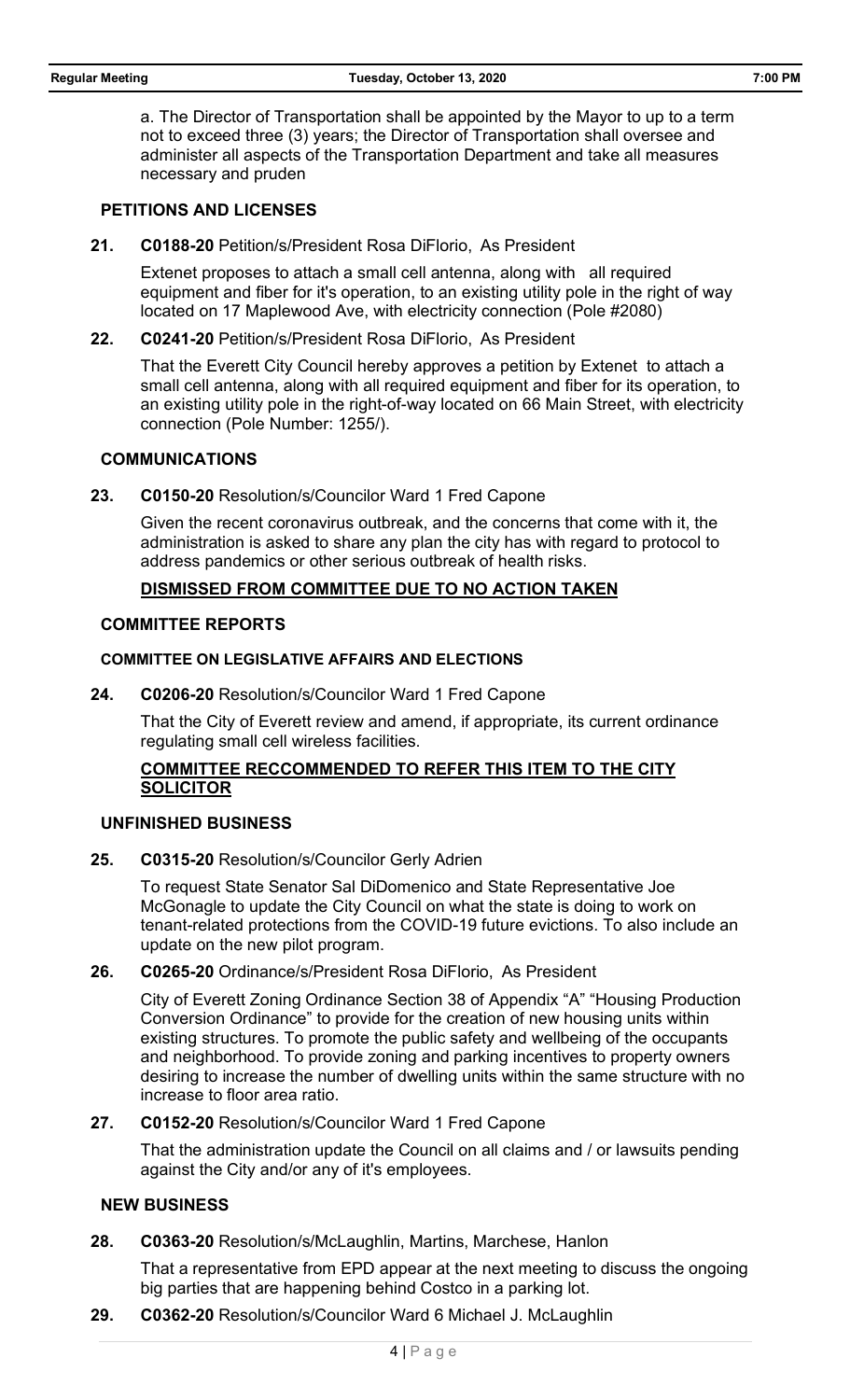a. The Director of Transportation shall be appointed by the Mayor to up to a term not to exceed three (3) years; the Director of Transportation shall oversee and administer all aspects of the Transportation Department and take all measures necessary and pruden

## PETITIONS AND LICENSES

**21. C0188-20** Petition/s/President Rosa DiFlorio, As President

Extenet proposes to attach a small cell antenna, along with all required equipment and fiber for it's operation, to an existing utility pole in the right of way located on 17 Maplewood Ave, with electricity connection (Pole #2080)

**22. C0241-20** Petition/s/President Rosa DiFlorio, As President

That the Everett City Council hereby approves a petition by Extenet to attach a small cell antenna, along with all required equipment and fiber for its operation, to an existing utility pole in the right-of-way located on 66 Main Street, with electricity connection (Pole Number: 1255/).

## COMMUNICATIONS

**23. C0150-20** Resolution/s/Councilor Ward 1 Fred Capone

Given the recent coronavirus outbreak, and the concerns that come with it, the administration is asked to share any plan the city has with regard to protocol to address pandemics or other serious outbreak of health risks.

**DISMISSED FROM COMMITTEE DUE TO NO ACTION TAKEN**

## COMMITTEE REPORTS

### COMMITTEE ON LEGISLATIVE AFFAIRS AND ELECTIONS

**24. C0206-20** Resolution/s/Councilor Ward 1 Fred Capone

That the City of Everett review and amend, if appropriate, its current ordinance regulating small cell wireless facilities.

**COMMITTEE RECCOMMENDED TO REFER THIS ITEM TO THE CITY SOLICITOR**

## UNFINISHED BUSINESS

**25. C0315-20** Resolution/s/Councilor Gerly Adrien

To request State Senator Sal DiDomenico and State Representative Joe McGonagle to update the City Council on what the state is doing to work on tenant-related protections from the COVID-19 future evictions. To also include an update on the new pilot program.

**26. C0265-20** Ordinance/s/President Rosa DiFlorio, As President

City of Everett Zoning Ordinance Section 38 of Appendix "A" "Housing Production Conversion Ordinance" to provide for the creation of new housing units within existing structures. To promote the public safety and wellbeing of the occupants and neighborhood. To provide zoning and parking incentives to property owners desiring to increase the number of dwelling units within the same structure with no increase to floor area ratio.

**27. C0152-20** Resolution/s/Councilor Ward 1 Fred Capone

That the administration update the Council on all claims and / or lawsuits pending against the City and/or any of it's employees.

## NEW BUSINESS

**28. C0363-20** Resolution/s/McLaughlin, Martins, Marchese, Hanlon

That a representative from EPD appear at the next meeting to discuss the ongoing big parties that are happening behind Costco in a parking lot.

**29. C0362-20** Resolution/s/Councilor Ward 6 Michael J. McLaughlin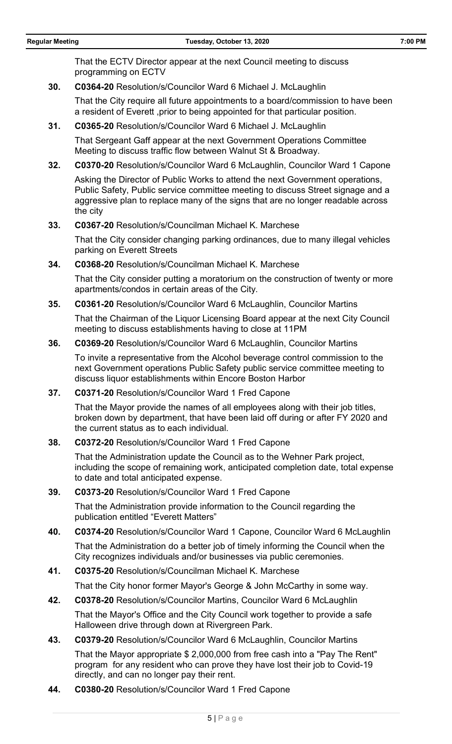That the ECTV Director appear at the next Council meeting to discuss programming on ECTV

**30.** **C0364-20** Resolution/s/Councilor Ward 6 Michael J. McLaughlin

That the City require all future appointments to a board/commission to have been a resident of Everett ,prior to being appointed for that particular position.

**31.** **C0365-20** Resolution/s/Councilor Ward 6 Michael J. McLaughlin

That Sergeant Gaff appear at the next Government Operations Committee Meeting to discuss traffic flow between Walnut St & Broadway.

**32.** **C0370-20** Resolution/s/Councilor Ward 6 McLaughlin, Councilor Ward 1 Capone

Asking the Director of Public Works to attend the next Government operations, Public Safety, Public service committee meeting to discuss Street signage and a aggressive plan to replace many of the signs that are no longer readable across the city

**33.** **C0367-20** Resolution/s/Councilman Michael K. Marchese

That the City consider changing parking ordinances, due to many illegal vehicles parking on Everett Streets

**34.** **C0368-20** Resolution/s/Councilman Michael K. Marchese

That the City consider putting a moratorium on the construction of twenty or more apartments/condos in certain areas of the City.

**35.** **C0361-20** Resolution/s/Councilor Ward 6 McLaughlin, Councilor Martins

That the Chairman of the Liquor Licensing Board appear at the next City Council meeting to discuss establishments having to close at 11PM

**36.** **C0369-20** Resolution/s/Councilor Ward 6 McLaughlin, Councilor Martins

To invite a representative from the Alcohol beverage control commission to the next Government operations Public Safety public service committee meeting to discuss liquor establishments within Encore Boston Harbor

**37.** **C0371-20** Resolution/s/Councilor Ward 1 Fred Capone

That the Mayor provide the names of all employees along with their job titles, broken down by department, that have been laid off during or after FY 2020 and the current status as to each individual.

**38.** **C0372-20** Resolution/s/Councilor Ward 1 Fred Capone

That the Administration update the Council as to the Wehner Park project, including the scope of remaining work, anticipated completion date, total expense to date and total anticipated expense.

**39.** **C0373-20** Resolution/s/Councilor Ward 1 Fred Capone

That the Administration provide information to the Council regarding the publication entitled "Everett Matters"

**40.** **C0374-20** Resolution/s/Councilor Ward 1 Capone, Councilor Ward 6 McLaughlin

That the Administration do a better job of timely informing the Council when the City recognizes individuals and/or businesses via public ceremonies.

**41.** **C0375-20** Resolution/s/Councilman Michael K. Marchese

That the City honor former Mayor's George & John McCarthy in some way.

**42.** **C0378-20** Resolution/s/Councilor Martins, Councilor Ward 6 McLaughlin

That the Mayor's Office and the City Council work together to provide a safe Halloween drive through down at Rivergreen Park.

**43.** **C0379-20** Resolution/s/Councilor Ward 6 McLaughlin, Councilor Martins

That the Mayor appropriate $ 2,000,000 from free cash into a "Pay The Rent" program for any resident who can prove they have lost their job to Covid-19 directly, and can no longer pay their rent.

**44.** **C0380-20** Resolution/s/Councilor Ward 1 Fred Capone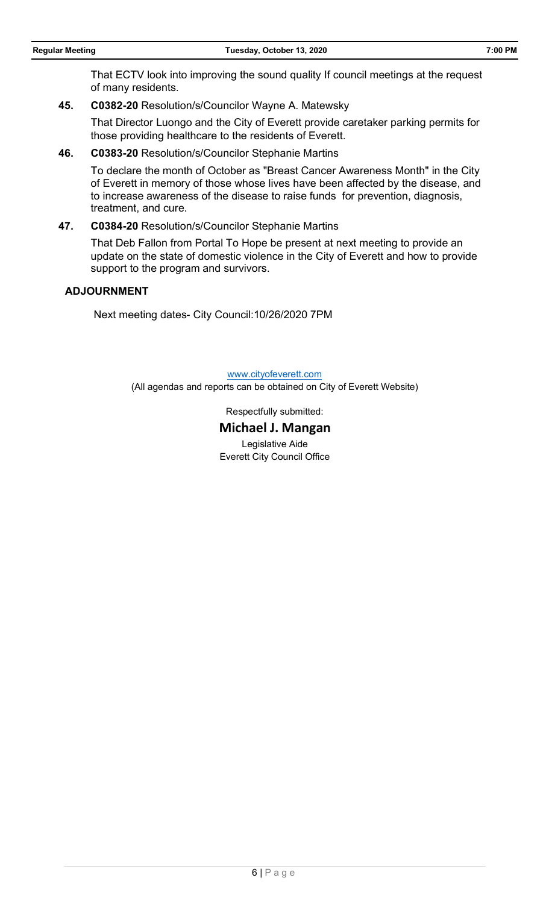That ECTV look into improving the sound quality If council meetings at the request of many residents.

**45.** **C0382-20** Resolution/s/Councilor Wayne A. Matewsky

That Director Luongo and the City of Everett provide caretaker parking permits for those providing healthcare to the residents of Everett.

**46.** **C0383-20** Resolution/s/Councilor Stephanie Martins

To declare the month of October as "Breast Cancer Awareness Month" in the City of Everett in memory of those whose lives have been affected by the disease, and to increase awareness of the disease to raise funds for prevention, diagnosis, treatment, and cure.

**47.** **C0384-20** Resolution/s/Councilor Stephanie Martins

That Deb Fallon from Portal To Hope be present at next meeting to provide an update on the state of domestic violence in the City of Everett and how to provide support to the program and survivors.

## ADJOURNMENT

Next meeting dates- City Council:10/26/2020 7PM

www.cityofeverett.com
(All agendas and reports can be obtained on City of Everett Website)

Respectfully submitted:

**Michael J. Mangan**
Legislative Aide
Everett City Council Office